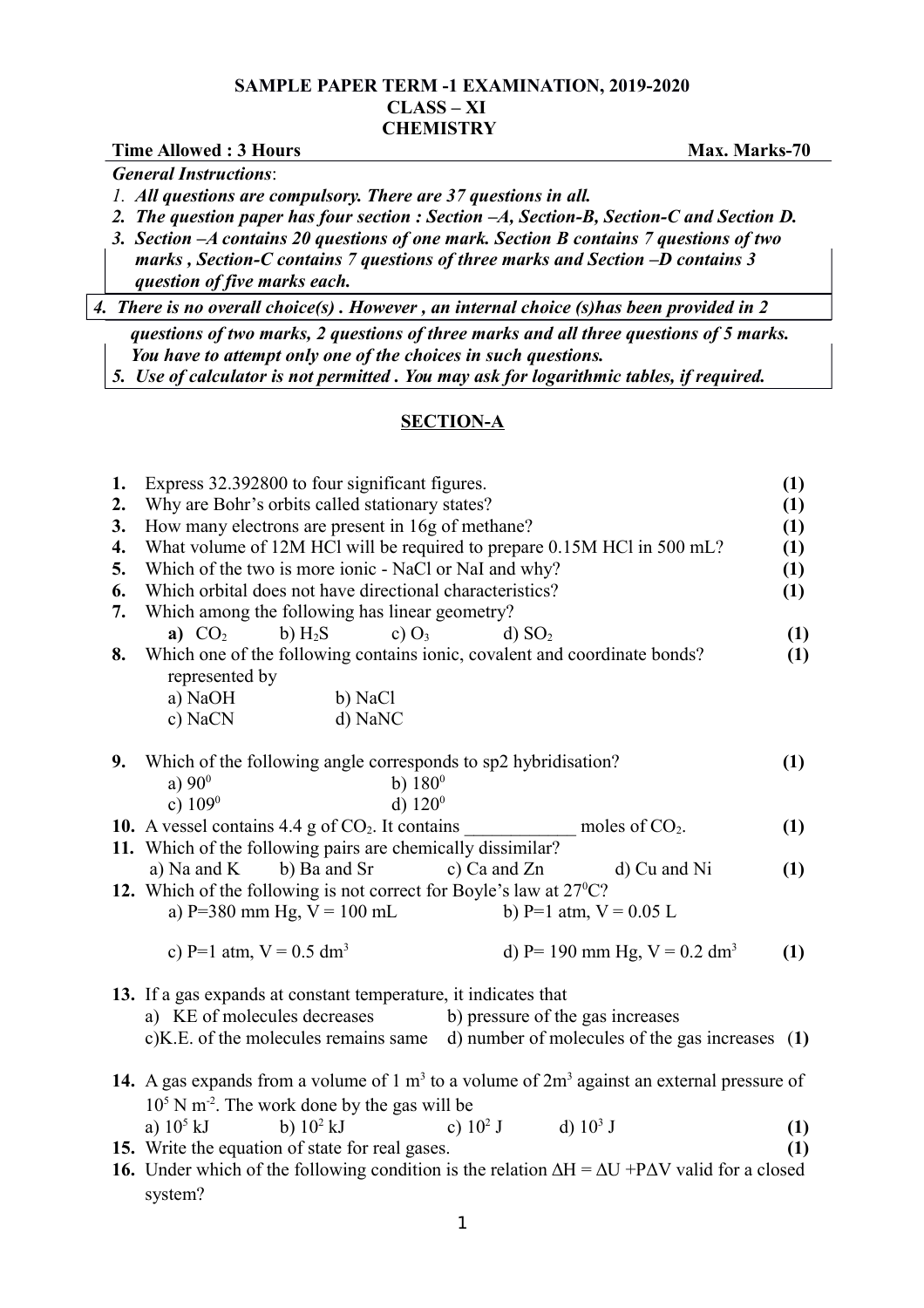**SAMPLE PAPER TERM -1 EXAMINATION, 2019-2020**
**CLASS – XI**
**CHEMISTRY**

**Time Allowed : 3 Hours** **Max. Marks-70**

***General Instructions***:

1. ***All questions are compulsory. There are 37 questions in all.***
2. ***The question paper has four section : Section –A, Section-B, Section-C and Section D.***
3. ***Section –A contains 20 questions of one mark. Section B contains 7 questions of two marks , Section-C contains 7 questions of three marks and Section –D contains 3 question of five marks each.***
4. ***There is no overall choice(s) . However , an internal choice (s)has been provided in 2 questions of two marks, 2 questions of three marks and all three questions of 5 marks. You have to attempt only one of the choices in such questions.***
5. ***Use of calculator is not permitted . You may ask for logarithmic tables, if required.***

## SECTION-A

**1.** Express 32.392800 to four significant figures. **(1)**

**2.** Why are Bohr's orbits called stationary states? **(1)**

**3.** How many electrons are present in 16g of methane? **(1)**

**4.** What volume of 12M HCl will be required to prepare 0.15M HCl in 500 mL? **(1)**

**5.** Which of the two is more ionic - NaCl or NaI and why? **(1)**

**6.** Which orbital does not have directional characteristics? **(1)**

**7.** Which among the following has linear geometry?
**a)** $CO_2$ b) $H_2S$ c) $O_3$ d) $SO_2$ **(1)**

**8.** Which one of the following contains ionic, covalent and coordinate bonds? represented by **(1)**
a) NaOH b) NaCl
c) NaCN d) NaNC

**9.** Which of the following angle corresponds to sp2 hybridisation? **(1)**
a) $90^0$ b) $180^0$
c) $109^0$ d) $120^0$

**10.** A vessel contains 4.4 g of $CO_2$. It contains ____________ moles of $CO_2$. **(1)**

**11.** Which of the following pairs are chemically dissimilar?
a) Na and K b) Ba and Sr c) Ca and Zn d) Cu and Ni **(1)**

**12.** Which of the following is not correct for Boyle's law at $27^0C$?
a) P=380 mm Hg, V = 100 mL b) P=1 atm, V = 0.05 L
c) P=1 atm, V = 0.5 $dm^3$ d) P= 190 mm Hg, V = 0.2 $dm^3$ **(1)**

**13.** If a gas expands at constant temperature, it indicates that
a) KE of molecules decreases b) pressure of the gas increases
c)K.E. of the molecules remains same d) number of molecules of the gas increases (**1**)

**14.** A gas expands from a volume of 1 $m^3$ to a volume of 2$m^3$ against an external pressure of $10^5$ N $m^{-2}$. The work done by the gas will be
a) $10^5$ kJ b) $10^2$ kJ c) $10^2$ J d) $10^3$ J **(1)**

**15.** Write the equation of state for real gases. **(1)**

**16.** Under which of the following condition is the relation $\Delta H = \Delta U + P\Delta V$ valid for a closed system?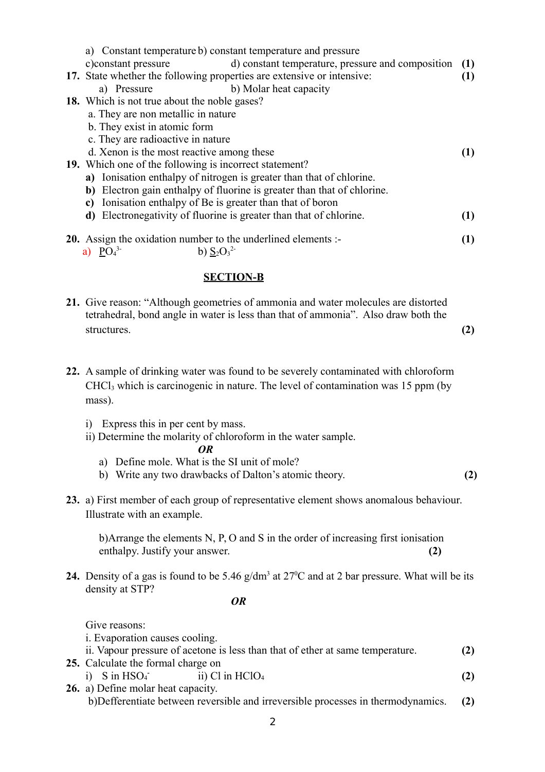a) Constant temperature b) constant temperature and pressure
c)constant pressure d) constant temperature, pressure and composition **(1)**

**17.** State whether the following properties are extensive or intensive: **(1)**
a) Pressure b) Molar heat capacity

**18.** Which is not true about the noble gases?
a. They are non metallic in nature
b. They exist in atomic form
c. They are radioactive in nature
d. Xenon is the most reactive among these **(1)**

**19.** Which one of the following is incorrect statement?
**a)** Ionisation enthalpy of nitrogen is greater than that of chlorine.
**b)** Electron gain enthalpy of fluorine is greater than that of chlorine.
**c)** Ionisation enthalpy of Be is greater than that of boron
**d)** Electronegativity of fluorine is greater than that of chlorine. **(1)**

**20.** Assign the oxidation number to the underlined elements :- **(1)**
a) $\underline{P}O_4^{3-}$ b) $\underline{S}_2O_3^{2-}$

## SECTION-B

**21.** Give reason: "Although geometries of ammonia and water molecules are distorted tetrahedral, bond angle in water is less than that of ammonia". Also draw both the structures. **(2)**

**22.** A sample of drinking water was found to be severely contaminated with chloroform $CHCl_3$ which is carcinogenic in nature. The level of contamination was 15 ppm (by mass).

i) Express this in per cent by mass.
ii) Determine the molarity of chloroform in the water sample.

***OR***

a) Define mole. What is the SI unit of mole?
b) Write any two drawbacks of Dalton's atomic theory. **(2)**

**23.** a) First member of each group of representative element shows anomalous behaviour. Illustrate with an example.

b)Arrange the elements N, P, O and S in the order of increasing first ionisation enthalpy. Justify your answer. **(2)**

**24.** Density of a gas is found to be 5.46 g/dm$^3$ at 27$^0$C and at 2 bar pressure. What will be its density at STP?

***OR***

Give reasons:
i. Evaporation causes cooling.
ii. Vapour pressure of acetone is less than that of ether at same temperature. **(2)**

**25.** Calculate the formal charge on
i) S in $HSO_4^-$ ii) Cl in $HClO_4$ **(2)**

**26.** a) Define molar heat capacity.
b)Defferentiate between reversible and irreversible processes in thermodynamics. **(2)**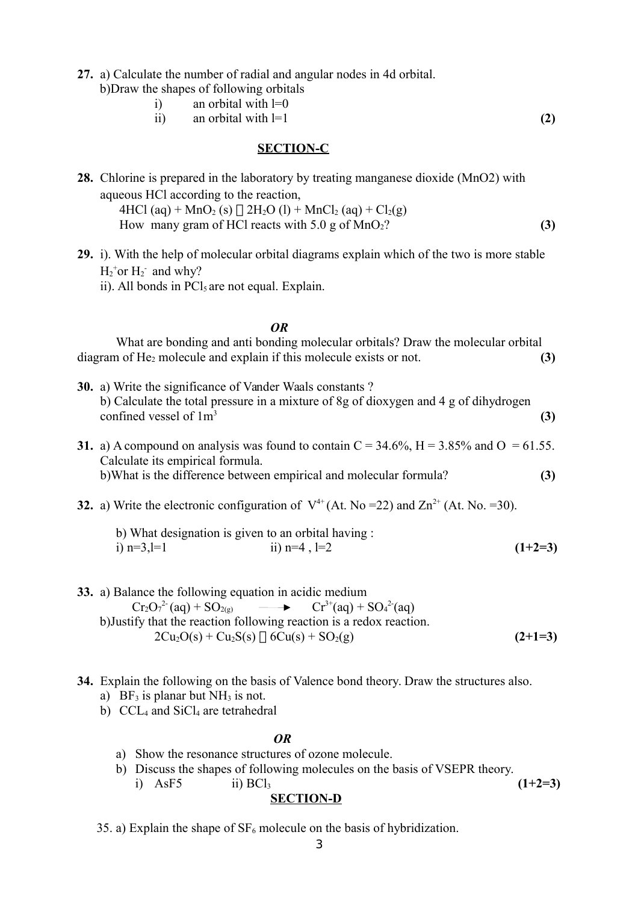**27.** a) Calculate the number of radial and angular nodes in 4d orbital.

b)Draw the shapes of following orbitals

i) an orbital with l=0

ii) an orbital with l=1 **(2)**

## SECTION-C

**28.** Chlorine is prepared in the laboratory by treating manganese dioxide (MnO2) with aqueous HCl according to the reaction,

$4HCl\,(aq) + MnO_2\,(s) \rightarrow 2H_2O\,(l) + MnCl_2\,(aq) + Cl_2(g)$

How many gram of HCl reacts with 5.0 g of $MnO_2$? **(3)**

**29.** i). With the help of molecular orbital diagrams explain which of the two is more stable $H_2^+$or $H_2^-$ and why?

ii). All bonds in $PCl_5$ are not equal. Explain.

***OR***

What are bonding and anti bonding molecular orbitals? Draw the molecular orbital diagram of $He_2$ molecule and explain if this molecule exists or not. **(3)**

**30.** a) Write the significance of Vander Waals constants ?

b) Calculate the total pressure in a mixture of 8g of dioxygen and 4 g of dihydrogen confined vessel of $1m^3$ **(3)**

**31.** a) A compound on analysis was found to contain C = 34.6%, H = 3.85% and O = 61.55. Calculate its empirical formula.

b)What is the difference between empirical and molecular formula? **(3)**

**32.** a) Write the electronic configuration of $V^{4+}$ (At. No =22) and $Zn^{2+}$ (At. No. =30).

b) What designation is given to an orbital having :

i) n=3,l=1 ii) n=4 , l=2 **(1+2=3)**

**33.** a) Balance the following equation in acidic medium

$Cr_2O_7^{2-}\,(aq) + SO_{2(g)} \longrightarrow Cr^{3+}(aq) + SO_4^{2-}(aq)$

b)Justify that the reaction following reaction is a redox reaction.

$2Cu_2O(s) + Cu_2S(s) \rightarrow 6Cu(s) + SO_2(g)$ **(2+1=3)**

**34.** Explain the following on the basis of Valence bond theory. Draw the structures also.

a) $BF_3$ is planar but $NH_3$ is not.

b) $CCL_4$ and $SiCl_4$ are tetrahedral

***OR***

a) Show the resonance structures of ozone molecule.

b) Discuss the shapes of following molecules on the basis of VSEPR theory.

i) AsF5 ii) $BCl_3$ **(1+2=3)**

## SECTION-D

35. a) Explain the shape of $SF_6$ molecule on the basis of hybridization.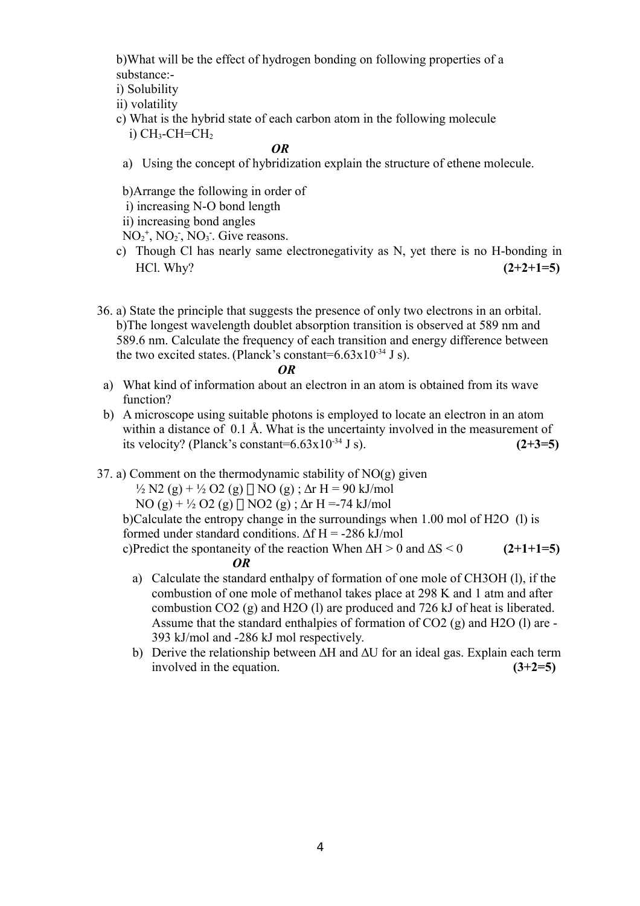b)What will be the effect of hydrogen bonding on following properties of a substance:-

i) Solubility

ii) volatility

c) What is the hybrid state of each carbon atom in the following molecule

i) $CH_3$-CH=$CH_2$

***OR***

a) Using the concept of hybridization explain the structure of ethene molecule.

b)Arrange the following in order of

i) increasing N-O bond length

ii) increasing bond angles

$NO_2^+$, $NO_2^-$, $NO_3^-$. Give reasons.

c) Though Cl has nearly same electronegativity as N, yet there is no H-bonding in HCl. Why? **(2+2+1=5)**

36. a) State the principle that suggests the presence of only two electrons in an orbital.

b)The longest wavelength doublet absorption transition is observed at 589 nm and 589.6 nm. Calculate the frequency of each transition and energy difference between the two excited states. (Planck's constant=$6.63 \times 10^{-34}$ J s).

***OR***

a) What kind of information about an electron in an atom is obtained from its wave function?

b) A microscope using suitable photons is employed to locate an electron in an atom within a distance of 0.1 Å. What is the uncertainty involved in the measurement of its velocity? (Planck's constant=$6.63 \times 10^{-34}$ J s). **(2+3=5)**

37. a) Comment on the thermodynamic stability of NO(g) given

½ N2 (g) + ½ O2 (g) → NO (g) ; $\Delta r$ H = 90 kJ/mol

NO (g) + ½ O2 (g) → NO2 (g) ; $\Delta r$ H =-74 kJ/mol

b)Calculate the entropy change in the surroundings when 1.00 mol of H2O (l) is formed under standard conditions. $\Delta f$ H = -286 kJ/mol

c)Predict the spontaneity of the reaction When $\Delta H > 0$ and $\Delta S < 0$ **(2+1+1=5)**

***OR***

a) Calculate the standard enthalpy of formation of one mole of CH3OH (l), if the combustion of one mole of methanol takes place at 298 K and 1 atm and after combustion CO2 (g) and H2O (l) are produced and 726 kJ of heat is liberated. Assume that the standard enthalpies of formation of CO2 (g) and H2O (l) are -393 kJ/mol and -286 kJ mol respectively.

b) Derive the relationship between $\Delta H$ and $\Delta U$ for an ideal gas. Explain each term involved in the equation. **(3+2=5)**